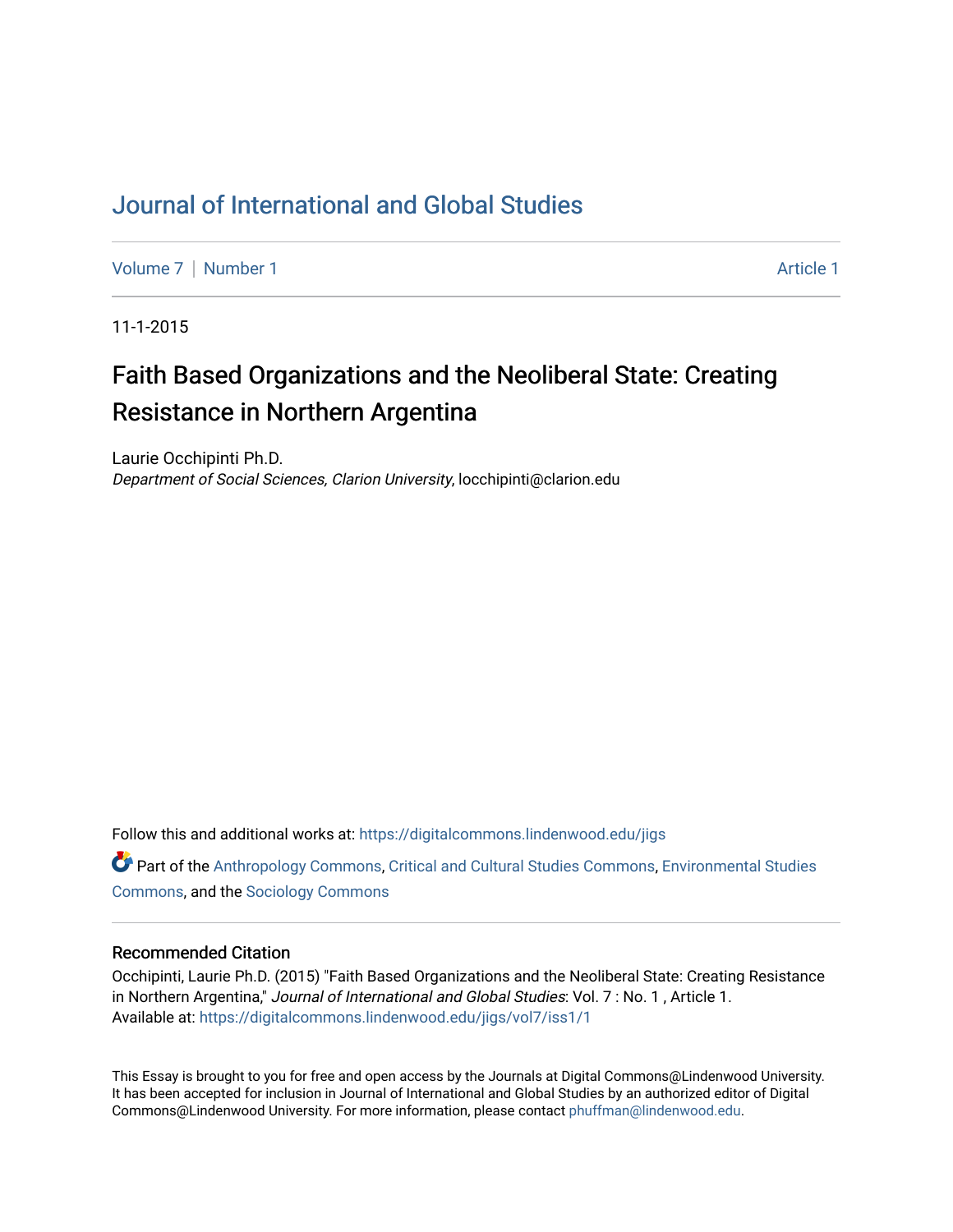# Journal of International and Global Studies

Volume 7 | Number 1 | Article 1

11-1-2015

## Faith Based Organizations and the Neoliberal State: Creating Resistance in Northern Argentina

Laurie Occhipinti Ph.D.
*Department of Social Sciences, Clarion University*, locchipinti@clarion.edu

Follow this and additional works at: https://digitalcommons.lindenwood.edu/jigs

Part of the Anthropology Commons, Critical and Cultural Studies Commons, Environmental Studies Commons, and the Sociology Commons

### Recommended Citation

Occhipinti, Laurie Ph.D. (2015) "Faith Based Organizations and the Neoliberal State: Creating Resistance in Northern Argentina," *Journal of International and Global Studies*: Vol. 7 : No. 1 , Article 1.
Available at: https://digitalcommons.lindenwood.edu/jigs/vol7/iss1/1

This Essay is brought to you for free and open access by the Journals at Digital Commons@Lindenwood University. It has been accepted for inclusion in Journal of International and Global Studies by an authorized editor of Digital Commons@Lindenwood University. For more information, please contact phuffman@lindenwood.edu.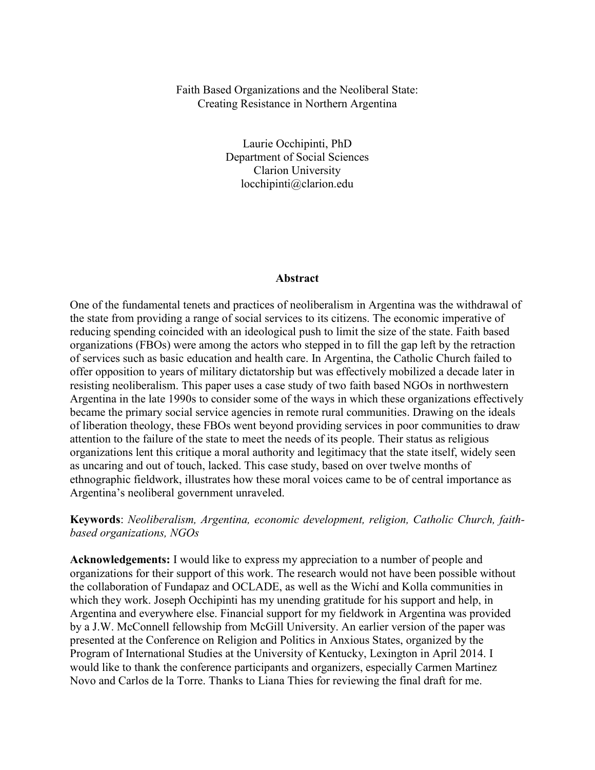Faith Based Organizations and the Neoliberal State:
Creating Resistance in Northern Argentina

Laurie Occhipinti, PhD
Department of Social Sciences
Clarion University
locchipinti@clarion.edu

## Abstract

One of the fundamental tenets and practices of neoliberalism in Argentina was the withdrawal of the state from providing a range of social services to its citizens. The economic imperative of reducing spending coincided with an ideological push to limit the size of the state. Faith based organizations (FBOs) were among the actors who stepped in to fill the gap left by the retraction of services such as basic education and health care. In Argentina, the Catholic Church failed to offer opposition to years of military dictatorship but was effectively mobilized a decade later in resisting neoliberalism. This paper uses a case study of two faith based NGOs in northwestern Argentina in the late 1990s to consider some of the ways in which these organizations effectively became the primary social service agencies in remote rural communities. Drawing on the ideals of liberation theology, these FBOs went beyond providing services in poor communities to draw attention to the failure of the state to meet the needs of its people. Their status as religious organizations lent this critique a moral authority and legitimacy that the state itself, widely seen as uncaring and out of touch, lacked. This case study, based on over twelve months of ethnographic fieldwork, illustrates how these moral voices came to be of central importance as Argentina's neoliberal government unraveled.

**Keywords**: *Neoliberalism, Argentina, economic development, religion, Catholic Church, faith-based organizations, NGOs*

**Acknowledgements:** I would like to express my appreciation to a number of people and organizations for their support of this work. The research would not have been possible without the collaboration of Fundapaz and OCLADE, as well as the Wichí and Kolla communities in which they work. Joseph Occhipinti has my unending gratitude for his support and help, in Argentina and everywhere else. Financial support for my fieldwork in Argentina was provided by a J.W. McConnell fellowship from McGill University. An earlier version of the paper was presented at the Conference on Religion and Politics in Anxious States, organized by the Program of International Studies at the University of Kentucky, Lexington in April 2014. I would like to thank the conference participants and organizers, especially Carmen Martinez Novo and Carlos de la Torre. Thanks to Liana Thies for reviewing the final draft for me.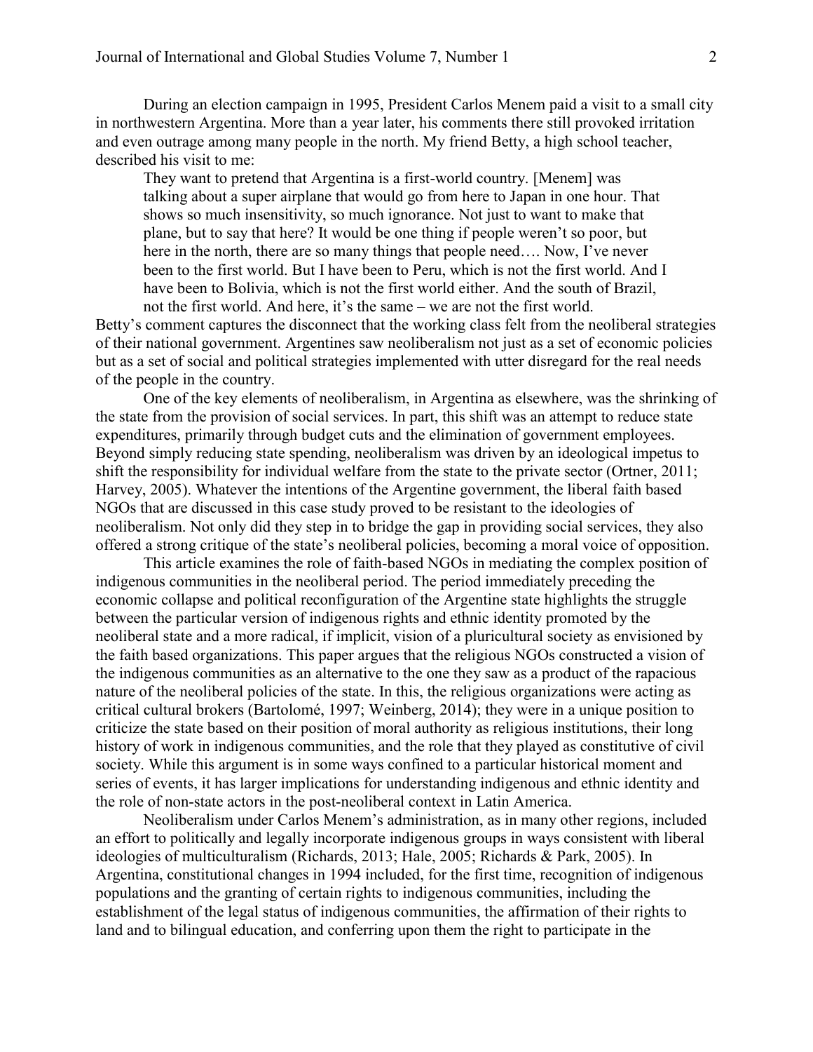During an election campaign in 1995, President Carlos Menem paid a visit to a small city in northwestern Argentina. More than a year later, his comments there still provoked irritation and even outrage among many people in the north. My friend Betty, a high school teacher, described his visit to me:

> They want to pretend that Argentina is a first-world country. [Menem] was talking about a super airplane that would go from here to Japan in one hour. That shows so much insensitivity, so much ignorance. Not just to want to make that plane, but to say that here? It would be one thing if people weren't so poor, but here in the north, there are so many things that people need…. Now, I've never been to the first world. But I have been to Peru, which is not the first world. And I have been to Bolivia, which is not the first world either. And the south of Brazil, not the first world. And here, it's the same – we are not the first world.

Betty's comment captures the disconnect that the working class felt from the neoliberal strategies of their national government. Argentines saw neoliberalism not just as a set of economic policies but as a set of social and political strategies implemented with utter disregard for the real needs of the people in the country.

One of the key elements of neoliberalism, in Argentina as elsewhere, was the shrinking of the state from the provision of social services. In part, this shift was an attempt to reduce state expenditures, primarily through budget cuts and the elimination of government employees. Beyond simply reducing state spending, neoliberalism was driven by an ideological impetus to shift the responsibility for individual welfare from the state to the private sector (Ortner, 2011; Harvey, 2005). Whatever the intentions of the Argentine government, the liberal faith based NGOs that are discussed in this case study proved to be resistant to the ideologies of neoliberalism. Not only did they step in to bridge the gap in providing social services, they also offered a strong critique of the state's neoliberal policies, becoming a moral voice of opposition.

This article examines the role of faith-based NGOs in mediating the complex position of indigenous communities in the neoliberal period. The period immediately preceding the economic collapse and political reconfiguration of the Argentine state highlights the struggle between the particular version of indigenous rights and ethnic identity promoted by the neoliberal state and a more radical, if implicit, vision of a pluricultural society as envisioned by the faith based organizations. This paper argues that the religious NGOs constructed a vision of the indigenous communities as an alternative to the one they saw as a product of the rapacious nature of the neoliberal policies of the state. In this, the religious organizations were acting as critical cultural brokers (Bartolomé, 1997; Weinberg, 2014); they were in a unique position to criticize the state based on their position of moral authority as religious institutions, their long history of work in indigenous communities, and the role that they played as constitutive of civil society. While this argument is in some ways confined to a particular historical moment and series of events, it has larger implications for understanding indigenous and ethnic identity and the role of non-state actors in the post-neoliberal context in Latin America.

Neoliberalism under Carlos Menem's administration, as in many other regions, included an effort to politically and legally incorporate indigenous groups in ways consistent with liberal ideologies of multiculturalism (Richards, 2013; Hale, 2005; Richards & Park, 2005). In Argentina, constitutional changes in 1994 included, for the first time, recognition of indigenous populations and the granting of certain rights to indigenous communities, including the establishment of the legal status of indigenous communities, the affirmation of their rights to land and to bilingual education, and conferring upon them the right to participate in the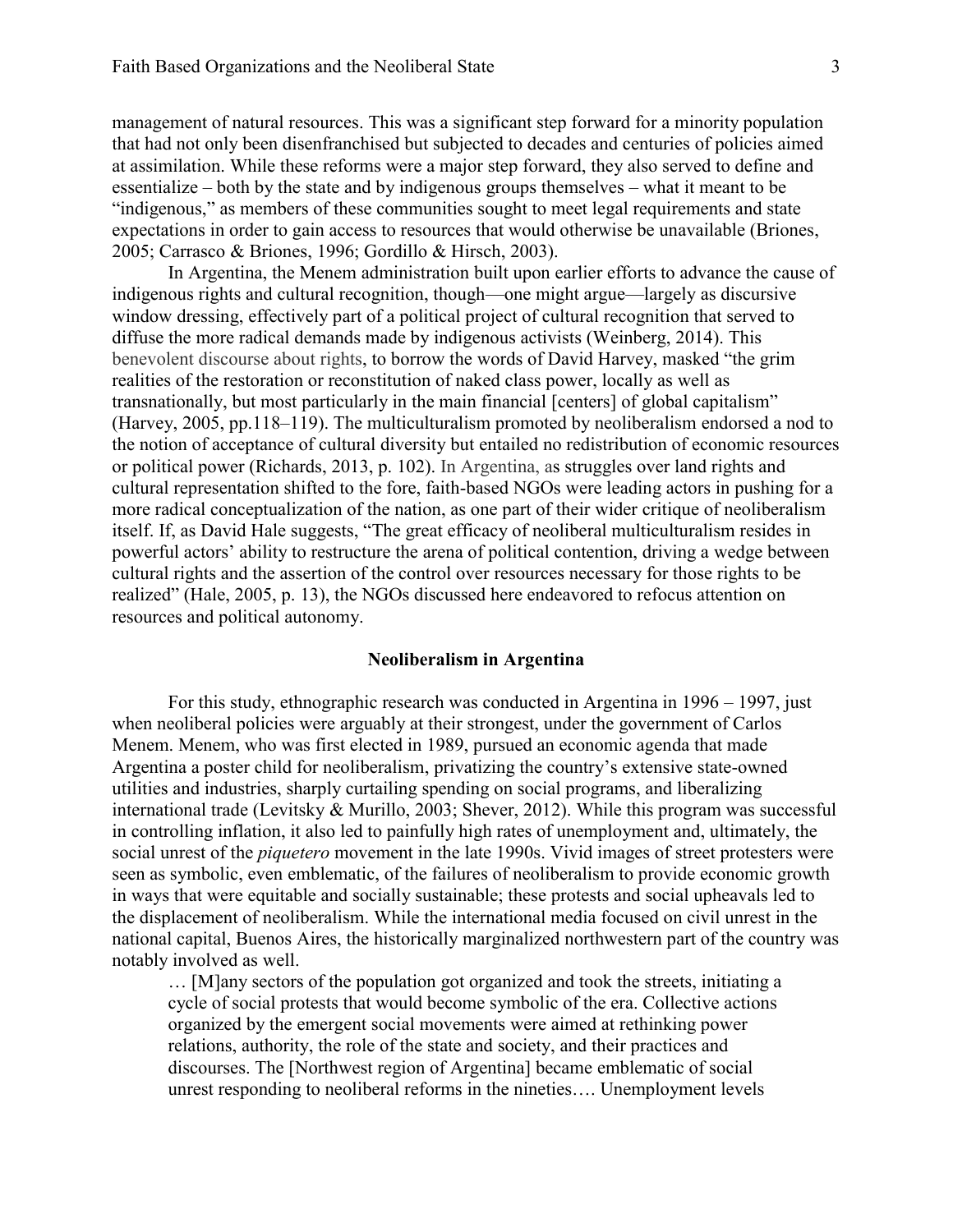management of natural resources. This was a significant step forward for a minority population that had not only been disenfranchised but subjected to decades and centuries of policies aimed at assimilation. While these reforms were a major step forward, they also served to define and essentialize – both by the state and by indigenous groups themselves – what it meant to be "indigenous," as members of these communities sought to meet legal requirements and state expectations in order to gain access to resources that would otherwise be unavailable (Briones, 2005; Carrasco & Briones, 1996; Gordillo & Hirsch, 2003).

In Argentina, the Menem administration built upon earlier efforts to advance the cause of indigenous rights and cultural recognition, though—one might argue—largely as discursive window dressing, effectively part of a political project of cultural recognition that served to diffuse the more radical demands made by indigenous activists (Weinberg, 2014). This benevolent discourse about rights, to borrow the words of David Harvey, masked "the grim realities of the restoration or reconstitution of naked class power, locally as well as transnationally, but most particularly in the main financial [centers] of global capitalism" (Harvey, 2005, pp.118–119). The multiculturalism promoted by neoliberalism endorsed a nod to the notion of acceptance of cultural diversity but entailed no redistribution of economic resources or political power (Richards, 2013, p. 102). In Argentina, as struggles over land rights and cultural representation shifted to the fore, faith-based NGOs were leading actors in pushing for a more radical conceptualization of the nation, as one part of their wider critique of neoliberalism itself. If, as David Hale suggests, "The great efficacy of neoliberal multiculturalism resides in powerful actors' ability to restructure the arena of political contention, driving a wedge between cultural rights and the assertion of the control over resources necessary for those rights to be realized" (Hale, 2005, p. 13), the NGOs discussed here endeavored to refocus attention on resources and political autonomy.

## Neoliberalism in Argentina

For this study, ethnographic research was conducted in Argentina in 1996 – 1997, just when neoliberal policies were arguably at their strongest, under the government of Carlos Menem. Menem, who was first elected in 1989, pursued an economic agenda that made Argentina a poster child for neoliberalism, privatizing the country's extensive state-owned utilities and industries, sharply curtailing spending on social programs, and liberalizing international trade (Levitsky & Murillo, 2003; Shever, 2012). While this program was successful in controlling inflation, it also led to painfully high rates of unemployment and, ultimately, the social unrest of the *piquetero* movement in the late 1990s. Vivid images of street protesters were seen as symbolic, even emblematic, of the failures of neoliberalism to provide economic growth in ways that were equitable and socially sustainable; these protests and social upheavals led to the displacement of neoliberalism. While the international media focused on civil unrest in the national capital, Buenos Aires, the historically marginalized northwestern part of the country was notably involved as well.

> … [M]any sectors of the population got organized and took the streets, initiating a cycle of social protests that would become symbolic of the era. Collective actions organized by the emergent social movements were aimed at rethinking power relations, authority, the role of the state and society, and their practices and discourses. The [Northwest region of Argentina] became emblematic of social unrest responding to neoliberal reforms in the nineties…. Unemployment levels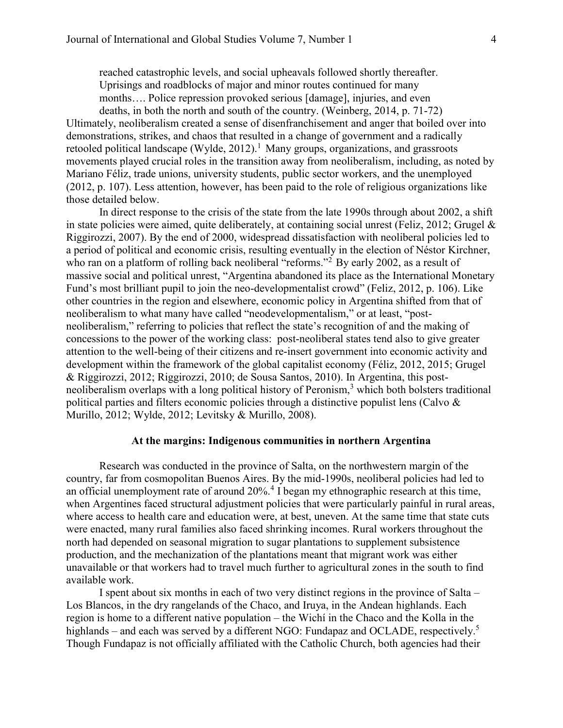> reached catastrophic levels, and social upheavals followed shortly thereafter. Uprisings and roadblocks of major and minor routes continued for many months…. Police repression provoked serious [damage], injuries, and even deaths, in both the north and south of the country. (Weinberg, 2014, p. 71-72)

Ultimately, neoliberalism created a sense of disenfranchisement and anger that boiled over into demonstrations, strikes, and chaos that resulted in a change of government and a radically retooled political landscape (Wylde, 2012).[1] Many groups, organizations, and grassroots movements played crucial roles in the transition away from neoliberalism, including, as noted by Mariano Féliz, trade unions, university students, public sector workers, and the unemployed (2012, p. 107). Less attention, however, has been paid to the role of religious organizations like those detailed below.

In direct response to the crisis of the state from the late 1990s through about 2002, a shift in state policies were aimed, quite deliberately, at containing social unrest (Feliz, 2012; Grugel & Riggirozzi, 2007). By the end of 2000, widespread dissatisfaction with neoliberal policies led to a period of political and economic crisis, resulting eventually in the election of Néstor Kirchner, who ran on a platform of rolling back neoliberal "reforms."[2] By early 2002, as a result of massive social and political unrest, "Argentina abandoned its place as the International Monetary Fund's most brilliant pupil to join the neo-developmentalist crowd" (Feliz, 2012, p. 106). Like other countries in the region and elsewhere, economic policy in Argentina shifted from that of neoliberalism to what many have called "neodevelopmentalism," or at least, "post-neoliberalism," referring to policies that reflect the state's recognition of and the making of concessions to the power of the working class: post-neoliberal states tend also to give greater attention to the well-being of their citizens and re-insert government into economic activity and development within the framework of the global capitalist economy (Féliz, 2012, 2015; Grugel & Riggirozzi, 2012; Riggirozzi, 2010; de Sousa Santos, 2010). In Argentina, this post-neoliberalism overlaps with a long political history of Peronism,[3] which both bolsters traditional political parties and filters economic policies through a distinctive populist lens (Calvo & Murillo, 2012; Wylde, 2012; Levitsky & Murillo, 2008).

## At the margins: Indigenous communities in northern Argentina

Research was conducted in the province of Salta, on the northwestern margin of the country, far from cosmopolitan Buenos Aires. By the mid-1990s, neoliberal policies had led to an official unemployment rate of around 20%.[4] I began my ethnographic research at this time, when Argentines faced structural adjustment policies that were particularly painful in rural areas, where access to health care and education were, at best, uneven. At the same time that state cuts were enacted, many rural families also faced shrinking incomes. Rural workers throughout the north had depended on seasonal migration to sugar plantations to supplement subsistence production, and the mechanization of the plantations meant that migrant work was either unavailable or that workers had to travel much further to agricultural zones in the south to find available work.

I spent about six months in each of two very distinct regions in the province of Salta – Los Blancos, in the dry rangelands of the Chaco, and Iruya, in the Andean highlands. Each region is home to a different native population – the Wichí in the Chaco and the Kolla in the highlands – and each was served by a different NGO: Fundapaz and OCLADE, respectively.[5] Though Fundapaz is not officially affiliated with the Catholic Church, both agencies had their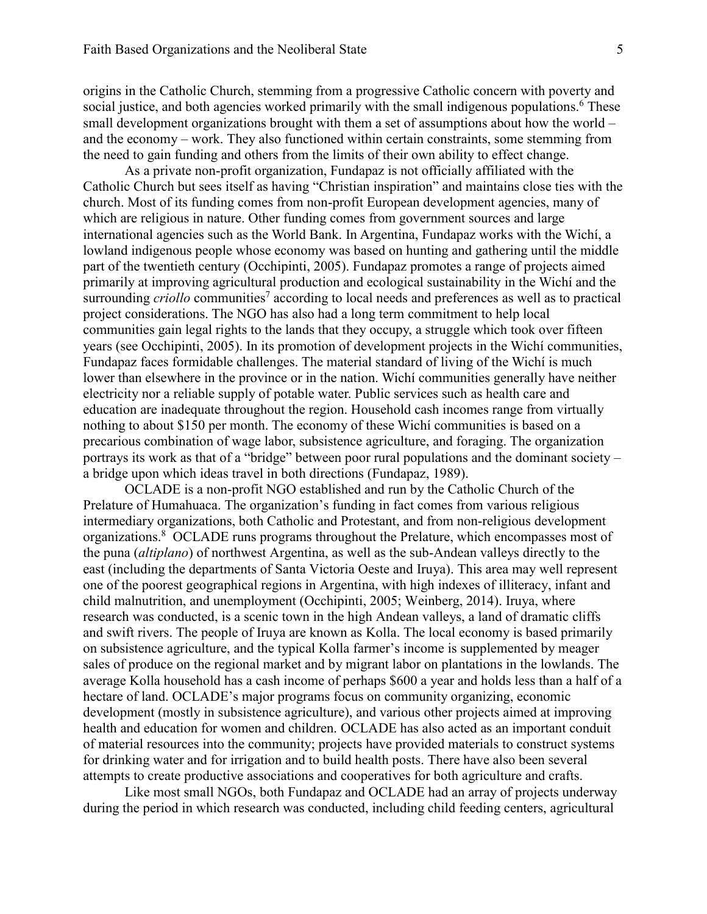origins in the Catholic Church, stemming from a progressive Catholic concern with poverty and social justice, and both agencies worked primarily with the small indigenous populations.[6] These small development organizations brought with them a set of assumptions about how the world – and the economy – work. They also functioned within certain constraints, some stemming from the need to gain funding and others from the limits of their own ability to effect change.

As a private non-profit organization, Fundapaz is not officially affiliated with the Catholic Church but sees itself as having "Christian inspiration" and maintains close ties with the church. Most of its funding comes from non-profit European development agencies, many of which are religious in nature. Other funding comes from government sources and large international agencies such as the World Bank. In Argentina, Fundapaz works with the Wichí, a lowland indigenous people whose economy was based on hunting and gathering until the middle part of the twentieth century (Occhipinti, 2005). Fundapaz promotes a range of projects aimed primarily at improving agricultural production and ecological sustainability in the Wichí and the surrounding *criollo* communities[7] according to local needs and preferences as well as to practical project considerations. The NGO has also had a long term commitment to help local communities gain legal rights to the lands that they occupy, a struggle which took over fifteen years (see Occhipinti, 2005). In its promotion of development projects in the Wichí communities, Fundapaz faces formidable challenges. The material standard of living of the Wichí is much lower than elsewhere in the province or in the nation. Wichí communities generally have neither electricity nor a reliable supply of potable water. Public services such as health care and education are inadequate throughout the region. Household cash incomes range from virtually nothing to about $150 per month. The economy of these Wichí communities is based on a precarious combination of wage labor, subsistence agriculture, and foraging. The organization portrays its work as that of a "bridge" between poor rural populations and the dominant society – a bridge upon which ideas travel in both directions (Fundapaz, 1989).

OCLADE is a non-profit NGO established and run by the Catholic Church of the Prelature of Humahuaca. The organization's funding in fact comes from various religious intermediary organizations, both Catholic and Protestant, and from non-religious development organizations.[8] OCLADE runs programs throughout the Prelature, which encompasses most of the puna (*altiplano*) of northwest Argentina, as well as the sub-Andean valleys directly to the east (including the departments of Santa Victoria Oeste and Iruya). This area may well represent one of the poorest geographical regions in Argentina, with high indexes of illiteracy, infant and child malnutrition, and unemployment (Occhipinti, 2005; Weinberg, 2014). Iruya, where research was conducted, is a scenic town in the high Andean valleys, a land of dramatic cliffs and swift rivers. The people of Iruya are known as Kolla. The local economy is based primarily on subsistence agriculture, and the typical Kolla farmer's income is supplemented by meager sales of produce on the regional market and by migrant labor on plantations in the lowlands. The average Kolla household has a cash income of perhaps $600 a year and holds less than a half of a hectare of land. OCLADE's major programs focus on community organizing, economic development (mostly in subsistence agriculture), and various other projects aimed at improving health and education for women and children. OCLADE has also acted as an important conduit of material resources into the community; projects have provided materials to construct systems for drinking water and for irrigation and to build health posts. There have also been several attempts to create productive associations and cooperatives for both agriculture and crafts.

Like most small NGOs, both Fundapaz and OCLADE had an array of projects underway during the period in which research was conducted, including child feeding centers, agricultural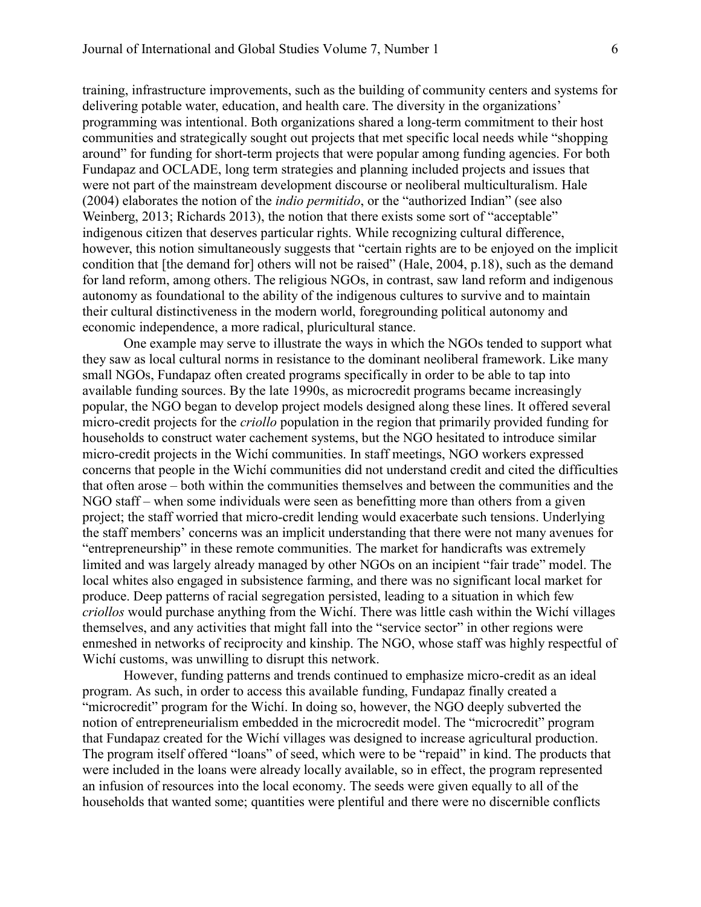training, infrastructure improvements, such as the building of community centers and systems for delivering potable water, education, and health care. The diversity in the organizations' programming was intentional. Both organizations shared a long-term commitment to their host communities and strategically sought out projects that met specific local needs while "shopping around" for funding for short-term projects that were popular among funding agencies. For both Fundapaz and OCLADE, long term strategies and planning included projects and issues that were not part of the mainstream development discourse or neoliberal multiculturalism. Hale (2004) elaborates the notion of the *indio permitido*, or the "authorized Indian" (see also Weinberg, 2013; Richards 2013), the notion that there exists some sort of "acceptable" indigenous citizen that deserves particular rights. While recognizing cultural difference, however, this notion simultaneously suggests that "certain rights are to be enjoyed on the implicit condition that [the demand for] others will not be raised" (Hale, 2004, p.18), such as the demand for land reform, among others. The religious NGOs, in contrast, saw land reform and indigenous autonomy as foundational to the ability of the indigenous cultures to survive and to maintain their cultural distinctiveness in the modern world, foregrounding political autonomy and economic independence, a more radical, pluricultural stance.

One example may serve to illustrate the ways in which the NGOs tended to support what they saw as local cultural norms in resistance to the dominant neoliberal framework. Like many small NGOs, Fundapaz often created programs specifically in order to be able to tap into available funding sources. By the late 1990s, as microcredit programs became increasingly popular, the NGO began to develop project models designed along these lines. It offered several micro-credit projects for the *criollo* population in the region that primarily provided funding for households to construct water cachement systems, but the NGO hesitated to introduce similar micro-credit projects in the Wichí communities. In staff meetings, NGO workers expressed concerns that people in the Wichí communities did not understand credit and cited the difficulties that often arose – both within the communities themselves and between the communities and the NGO staff – when some individuals were seen as benefitting more than others from a given project; the staff worried that micro-credit lending would exacerbate such tensions. Underlying the staff members' concerns was an implicit understanding that there were not many avenues for "entrepreneurship" in these remote communities. The market for handicrafts was extremely limited and was largely already managed by other NGOs on an incipient "fair trade" model. The local whites also engaged in subsistence farming, and there was no significant local market for produce. Deep patterns of racial segregation persisted, leading to a situation in which few *criollos* would purchase anything from the Wichí. There was little cash within the Wichí villages themselves, and any activities that might fall into the "service sector" in other regions were enmeshed in networks of reciprocity and kinship. The NGO, whose staff was highly respectful of Wichí customs, was unwilling to disrupt this network.

However, funding patterns and trends continued to emphasize micro-credit as an ideal program. As such, in order to access this available funding, Fundapaz finally created a "microcredit" program for the Wichí. In doing so, however, the NGO deeply subverted the notion of entrepreneurialism embedded in the microcredit model. The "microcredit" program that Fundapaz created for the Wichí villages was designed to increase agricultural production. The program itself offered "loans" of seed, which were to be "repaid" in kind. The products that were included in the loans were already locally available, so in effect, the program represented an infusion of resources into the local economy. The seeds were given equally to all of the households that wanted some; quantities were plentiful and there were no discernible conflicts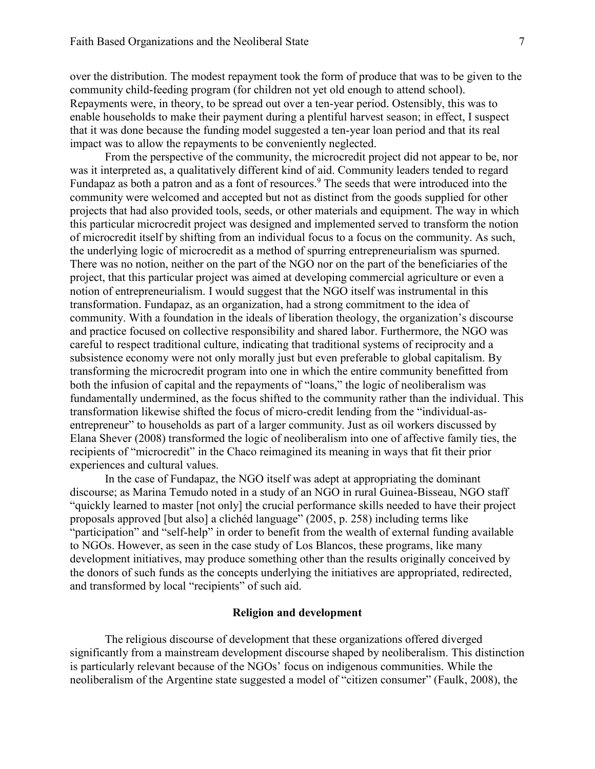over the distribution. The modest repayment took the form of produce that was to be given to the community child-feeding program (for children not yet old enough to attend school). Repayments were, in theory, to be spread out over a ten-year period. Ostensibly, this was to enable households to make their payment during a plentiful harvest season; in effect, I suspect that it was done because the funding model suggested a ten-year loan period and that its real impact was to allow the repayments to be conveniently neglected.

From the perspective of the community, the microcredit project did not appear to be, nor was it interpreted as, a qualitatively different kind of aid. Community leaders tended to regard Fundapaz as both a patron and as a font of resources.[9] The seeds that were introduced into the community were welcomed and accepted but not as distinct from the goods supplied for other projects that had also provided tools, seeds, or other materials and equipment. The way in which this particular microcredit project was designed and implemented served to transform the notion of microcredit itself by shifting from an individual focus to a focus on the community. As such, the underlying logic of microcredit as a method of spurring entrepreneurialism was spurned. There was no notion, neither on the part of the NGO nor on the part of the beneficiaries of the project, that this particular project was aimed at developing commercial agriculture or even a notion of entrepreneurialism. I would suggest that the NGO itself was instrumental in this transformation. Fundapaz, as an organization, had a strong commitment to the idea of community. With a foundation in the ideals of liberation theology, the organization's discourse and practice focused on collective responsibility and shared labor. Furthermore, the NGO was careful to respect traditional culture, indicating that traditional systems of reciprocity and a subsistence economy were not only morally just but even preferable to global capitalism. By transforming the microcredit program into one in which the entire community benefitted from both the infusion of capital and the repayments of "loans," the logic of neoliberalism was fundamentally undermined, as the focus shifted to the community rather than the individual. This transformation likewise shifted the focus of micro-credit lending from the "individual-as-entrepreneur" to households as part of a larger community. Just as oil workers discussed by Elana Shever (2008) transformed the logic of neoliberalism into one of affective family ties, the recipients of "microcredit" in the Chaco reimagined its meaning in ways that fit their prior experiences and cultural values.

In the case of Fundapaz, the NGO itself was adept at appropriating the dominant discourse; as Marina Temudo noted in a study of an NGO in rural Guinea-Bisseau, NGO staff "quickly learned to master [not only] the crucial performance skills needed to have their project proposals approved [but also] a clichéd language" (2005, p. 258) including terms like "participation" and "self-help" in order to benefit from the wealth of external funding available to NGOs. However, as seen in the case study of Los Blancos, these programs, like many development initiatives, may produce something other than the results originally conceived by the donors of such funds as the concepts underlying the initiatives are appropriated, redirected, and transformed by local "recipients" of such aid.

## Religion and development

The religious discourse of development that these organizations offered diverged significantly from a mainstream development discourse shaped by neoliberalism. This distinction is particularly relevant because of the NGOs' focus on indigenous communities. While the neoliberalism of the Argentine state suggested a model of "citizen consumer" (Faulk, 2008), the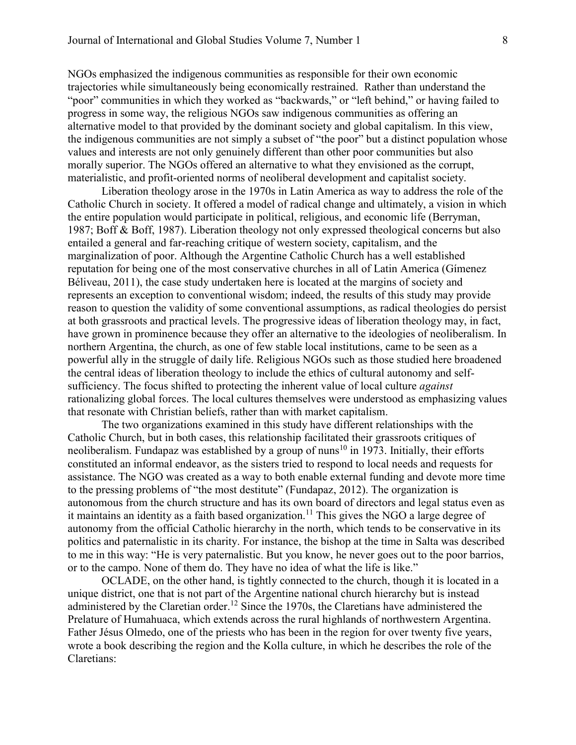NGOs emphasized the indigenous communities as responsible for their own economic trajectories while simultaneously being economically restrained. Rather than understand the "poor" communities in which they worked as "backwards," or "left behind," or having failed to progress in some way, the religious NGOs saw indigenous communities as offering an alternative model to that provided by the dominant society and global capitalism. In this view, the indigenous communities are not simply a subset of "the poor" but a distinct population whose values and interests are not only genuinely different than other poor communities but also morally superior. The NGOs offered an alternative to what they envisioned as the corrupt, materialistic, and profit-oriented norms of neoliberal development and capitalist society.

Liberation theology arose in the 1970s in Latin America as way to address the role of the Catholic Church in society. It offered a model of radical change and ultimately, a vision in which the entire population would participate in political, religious, and economic life (Berryman, 1987; Boff & Boff, 1987). Liberation theology not only expressed theological concerns but also entailed a general and far-reaching critique of western society, capitalism, and the marginalization of poor. Although the Argentine Catholic Church has a well established reputation for being one of the most conservative churches in all of Latin America (Gímenez Béliveau, 2011), the case study undertaken here is located at the margins of society and represents an exception to conventional wisdom; indeed, the results of this study may provide reason to question the validity of some conventional assumptions, as radical theologies do persist at both grassroots and practical levels. The progressive ideas of liberation theology may, in fact, have grown in prominence because they offer an alternative to the ideologies of neoliberalism. In northern Argentina, the church, as one of few stable local institutions, came to be seen as a powerful ally in the struggle of daily life. Religious NGOs such as those studied here broadened the central ideas of liberation theology to include the ethics of cultural autonomy and self-sufficiency. The focus shifted to protecting the inherent value of local culture *against* rationalizing global forces. The local cultures themselves were understood as emphasizing values that resonate with Christian beliefs, rather than with market capitalism.

The two organizations examined in this study have different relationships with the Catholic Church, but in both cases, this relationship facilitated their grassroots critiques of neoliberalism. Fundapaz was established by a group of nuns[10] in 1973. Initially, their efforts constituted an informal endeavor, as the sisters tried to respond to local needs and requests for assistance. The NGO was created as a way to both enable external funding and devote more time to the pressing problems of "the most destitute" (Fundapaz, 2012). The organization is autonomous from the church structure and has its own board of directors and legal status even as it maintains an identity as a faith based organization.[11] This gives the NGO a large degree of autonomy from the official Catholic hierarchy in the north, which tends to be conservative in its politics and paternalistic in its charity. For instance, the bishop at the time in Salta was described to me in this way: "He is very paternalistic. But you know, he never goes out to the poor barrios, or to the campo. None of them do. They have no idea of what the life is like."

OCLADE, on the other hand, is tightly connected to the church, though it is located in a unique district, one that is not part of the Argentine national church hierarchy but is instead administered by the Claretian order.[12] Since the 1970s, the Claretians have administered the Prelature of Humahuaca, which extends across the rural highlands of northwestern Argentina. Father Jésus Olmedo, one of the priests who has been in the region for over twenty five years, wrote a book describing the region and the Kolla culture, in which he describes the role of the Claretians: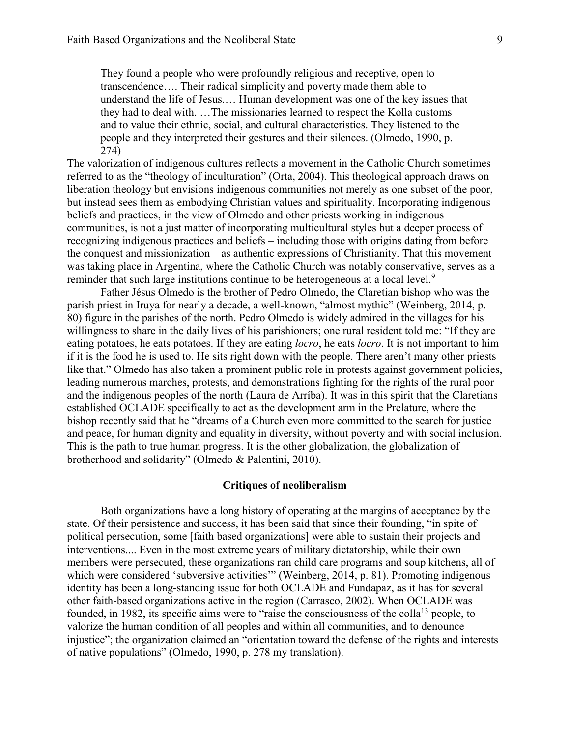> They found a people who were profoundly religious and receptive, open to transcendence…. Their radical simplicity and poverty made them able to understand the life of Jesus.… Human development was one of the key issues that they had to deal with. …The missionaries learned to respect the Kolla customs and to value their ethnic, social, and cultural characteristics. They listened to the people and they interpreted their gestures and their silences. (Olmedo, 1990, p. 274)

The valorization of indigenous cultures reflects a movement in the Catholic Church sometimes referred to as the "theology of inculturation" (Orta, 2004). This theological approach draws on liberation theology but envisions indigenous communities not merely as one subset of the poor, but instead sees them as embodying Christian values and spirituality. Incorporating indigenous beliefs and practices, in the view of Olmedo and other priests working in indigenous communities, is not a just matter of incorporating multicultural styles but a deeper process of recognizing indigenous practices and beliefs – including those with origins dating from before the conquest and missionization – as authentic expressions of Christianity. That this movement was taking place in Argentina, where the Catholic Church was notably conservative, serves as a reminder that such large institutions continue to be heterogeneous at a local level.[9]

Father Jésus Olmedo is the brother of Pedro Olmedo, the Claretian bishop who was the parish priest in Iruya for nearly a decade, a well-known, "almost mythic" (Weinberg, 2014, p. 80) figure in the parishes of the north. Pedro Olmedo is widely admired in the villages for his willingness to share in the daily lives of his parishioners; one rural resident told me: "If they are eating potatoes, he eats potatoes. If they are eating *locro*, he eats *locro*. It is not important to him if it is the food he is used to. He sits right down with the people. There aren't many other priests like that." Olmedo has also taken a prominent public role in protests against government policies, leading numerous marches, protests, and demonstrations fighting for the rights of the rural poor and the indigenous peoples of the north (Laura de Arríba). It was in this spirit that the Claretians established OCLADE specifically to act as the development arm in the Prelature, where the bishop recently said that he "dreams of a Church even more committed to the search for justice and peace, for human dignity and equality in diversity, without poverty and with social inclusion. This is the path to true human progress. It is the other globalization, the globalization of brotherhood and solidarity" (Olmedo & Palentini, 2010).

## Critiques of neoliberalism

Both organizations have a long history of operating at the margins of acceptance by the state. Of their persistence and success, it has been said that since their founding, "in spite of political persecution, some [faith based organizations] were able to sustain their projects and interventions.... Even in the most extreme years of military dictatorship, while their own members were persecuted, these organizations ran child care programs and soup kitchens, all of which were considered 'subversive activities'" (Weinberg, 2014, p. 81). Promoting indigenous identity has been a long-standing issue for both OCLADE and Fundapaz, as it has for several other faith-based organizations active in the region (Carrasco, 2002). When OCLADE was founded, in 1982, its specific aims were to "raise the consciousness of the colla[13] people, to valorize the human condition of all peoples and within all communities, and to denounce injustice"; the organization claimed an "orientation toward the defense of the rights and interests of native populations" (Olmedo, 1990, p. 278 my translation).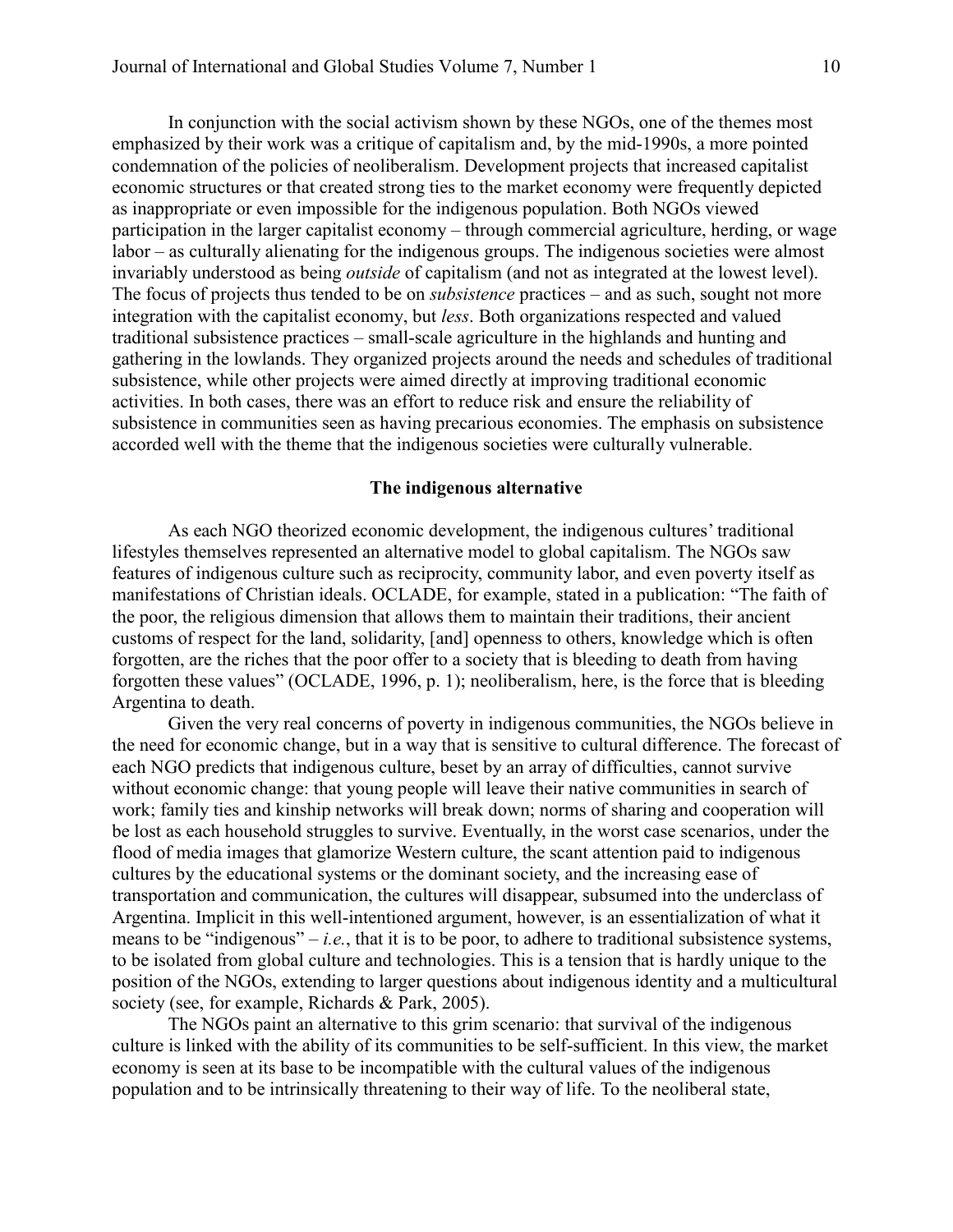In conjunction with the social activism shown by these NGOs, one of the themes most emphasized by their work was a critique of capitalism and, by the mid-1990s, a more pointed condemnation of the policies of neoliberalism. Development projects that increased capitalist economic structures or that created strong ties to the market economy were frequently depicted as inappropriate or even impossible for the indigenous population. Both NGOs viewed participation in the larger capitalist economy – through commercial agriculture, herding, or wage labor – as culturally alienating for the indigenous groups. The indigenous societies were almost invariably understood as being *outside* of capitalism (and not as integrated at the lowest level). The focus of projects thus tended to be on *subsistence* practices – and as such, sought not more integration with the capitalist economy, but *less*. Both organizations respected and valued traditional subsistence practices – small-scale agriculture in the highlands and hunting and gathering in the lowlands. They organized projects around the needs and schedules of traditional subsistence, while other projects were aimed directly at improving traditional economic activities. In both cases, there was an effort to reduce risk and ensure the reliability of subsistence in communities seen as having precarious economies. The emphasis on subsistence accorded well with the theme that the indigenous societies were culturally vulnerable.

## The indigenous alternative

As each NGO theorized economic development, the indigenous cultures' traditional lifestyles themselves represented an alternative model to global capitalism. The NGOs saw features of indigenous culture such as reciprocity, community labor, and even poverty itself as manifestations of Christian ideals. OCLADE, for example, stated in a publication: "The faith of the poor, the religious dimension that allows them to maintain their traditions, their ancient customs of respect for the land, solidarity, [and] openness to others, knowledge which is often forgotten, are the riches that the poor offer to a society that is bleeding to death from having forgotten these values" (OCLADE, 1996, p. 1); neoliberalism, here, is the force that is bleeding Argentina to death.

Given the very real concerns of poverty in indigenous communities, the NGOs believe in the need for economic change, but in a way that is sensitive to cultural difference. The forecast of each NGO predicts that indigenous culture, beset by an array of difficulties, cannot survive without economic change: that young people will leave their native communities in search of work; family ties and kinship networks will break down; norms of sharing and cooperation will be lost as each household struggles to survive. Eventually, in the worst case scenarios, under the flood of media images that glamorize Western culture, the scant attention paid to indigenous cultures by the educational systems or the dominant society, and the increasing ease of transportation and communication, the cultures will disappear, subsumed into the underclass of Argentina. Implicit in this well-intentioned argument, however, is an essentialization of what it means to be "indigenous" – *i.e.*, that it is to be poor, to adhere to traditional subsistence systems, to be isolated from global culture and technologies. This is a tension that is hardly unique to the position of the NGOs, extending to larger questions about indigenous identity and a multicultural society (see, for example, Richards & Park, 2005).

The NGOs paint an alternative to this grim scenario: that survival of the indigenous culture is linked with the ability of its communities to be self-sufficient. In this view, the market economy is seen at its base to be incompatible with the cultural values of the indigenous population and to be intrinsically threatening to their way of life. To the neoliberal state,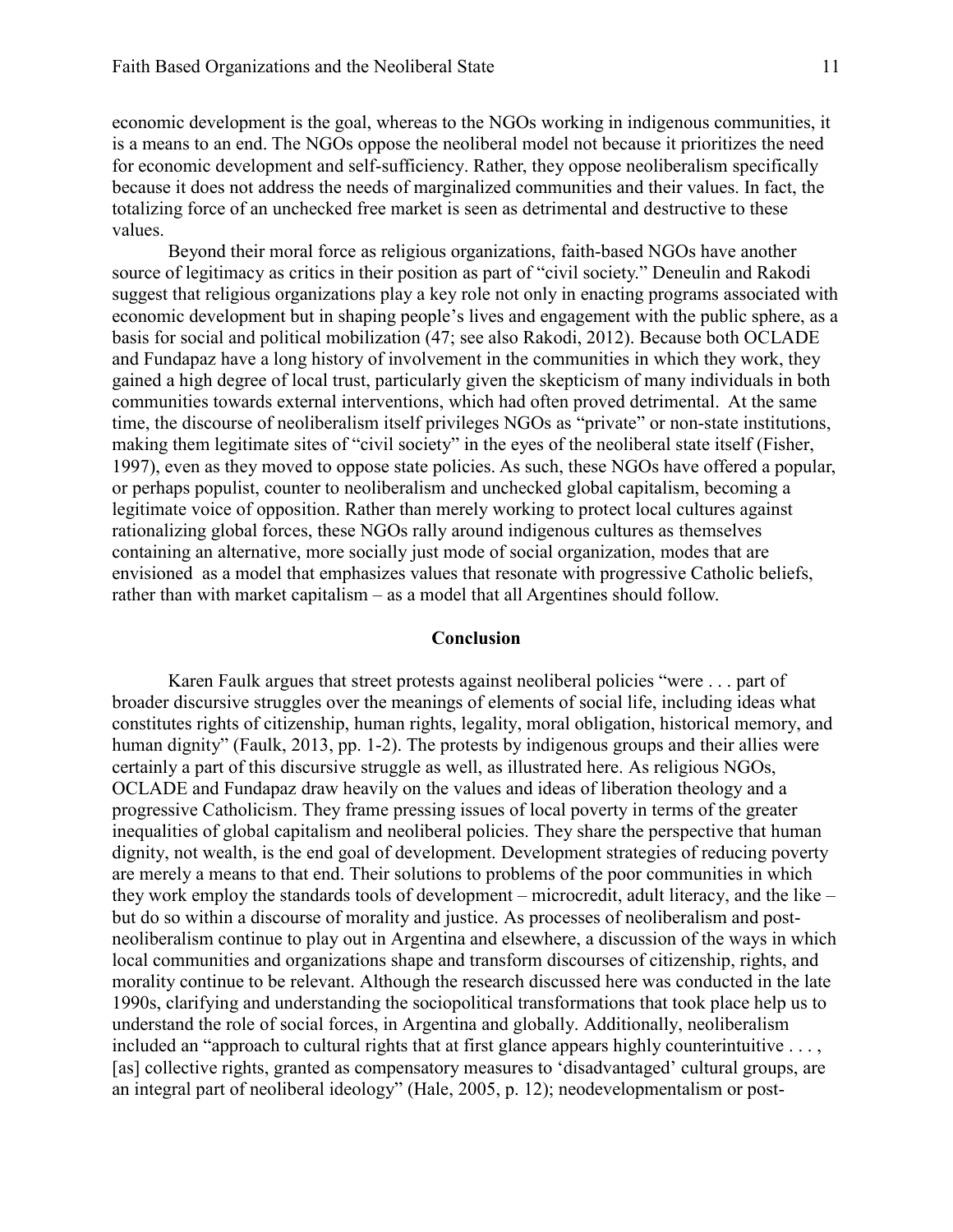economic development is the goal, whereas to the NGOs working in indigenous communities, it is a means to an end. The NGOs oppose the neoliberal model not because it prioritizes the need for economic development and self-sufficiency. Rather, they oppose neoliberalism specifically because it does not address the needs of marginalized communities and their values. In fact, the totalizing force of an unchecked free market is seen as detrimental and destructive to these values.

Beyond their moral force as religious organizations, faith-based NGOs have another source of legitimacy as critics in their position as part of "civil society." Deneulin and Rakodi suggest that religious organizations play a key role not only in enacting programs associated with economic development but in shaping people's lives and engagement with the public sphere, as a basis for social and political mobilization (47; see also Rakodi, 2012). Because both OCLADE and Fundapaz have a long history of involvement in the communities in which they work, they gained a high degree of local trust, particularly given the skepticism of many individuals in both communities towards external interventions, which had often proved detrimental. At the same time, the discourse of neoliberalism itself privileges NGOs as "private" or non-state institutions, making them legitimate sites of "civil society" in the eyes of the neoliberal state itself (Fisher, 1997), even as they moved to oppose state policies. As such, these NGOs have offered a popular, or perhaps populist, counter to neoliberalism and unchecked global capitalism, becoming a legitimate voice of opposition. Rather than merely working to protect local cultures against rationalizing global forces, these NGOs rally around indigenous cultures as themselves containing an alternative, more socially just mode of social organization, modes that are envisioned as a model that emphasizes values that resonate with progressive Catholic beliefs, rather than with market capitalism – as a model that all Argentines should follow.

## Conclusion

Karen Faulk argues that street protests against neoliberal policies "were . . . part of broader discursive struggles over the meanings of elements of social life, including ideas what constitutes rights of citizenship, human rights, legality, moral obligation, historical memory, and human dignity" (Faulk, 2013, pp. 1-2). The protests by indigenous groups and their allies were certainly a part of this discursive struggle as well, as illustrated here. As religious NGOs, OCLADE and Fundapaz draw heavily on the values and ideas of liberation theology and a progressive Catholicism. They frame pressing issues of local poverty in terms of the greater inequalities of global capitalism and neoliberal policies. They share the perspective that human dignity, not wealth, is the end goal of development. Development strategies of reducing poverty are merely a means to that end. Their solutions to problems of the poor communities in which they work employ the standards tools of development – microcredit, adult literacy, and the like – but do so within a discourse of morality and justice. As processes of neoliberalism and post-neoliberalism continue to play out in Argentina and elsewhere, a discussion of the ways in which local communities and organizations shape and transform discourses of citizenship, rights, and morality continue to be relevant. Although the research discussed here was conducted in the late 1990s, clarifying and understanding the sociopolitical transformations that took place help us to understand the role of social forces, in Argentina and globally. Additionally, neoliberalism included an "approach to cultural rights that at first glance appears highly counterintuitive . . . , [as] collective rights, granted as compensatory measures to 'disadvantaged' cultural groups, are an integral part of neoliberal ideology" (Hale, 2005, p. 12); neodevelopmentalism or post-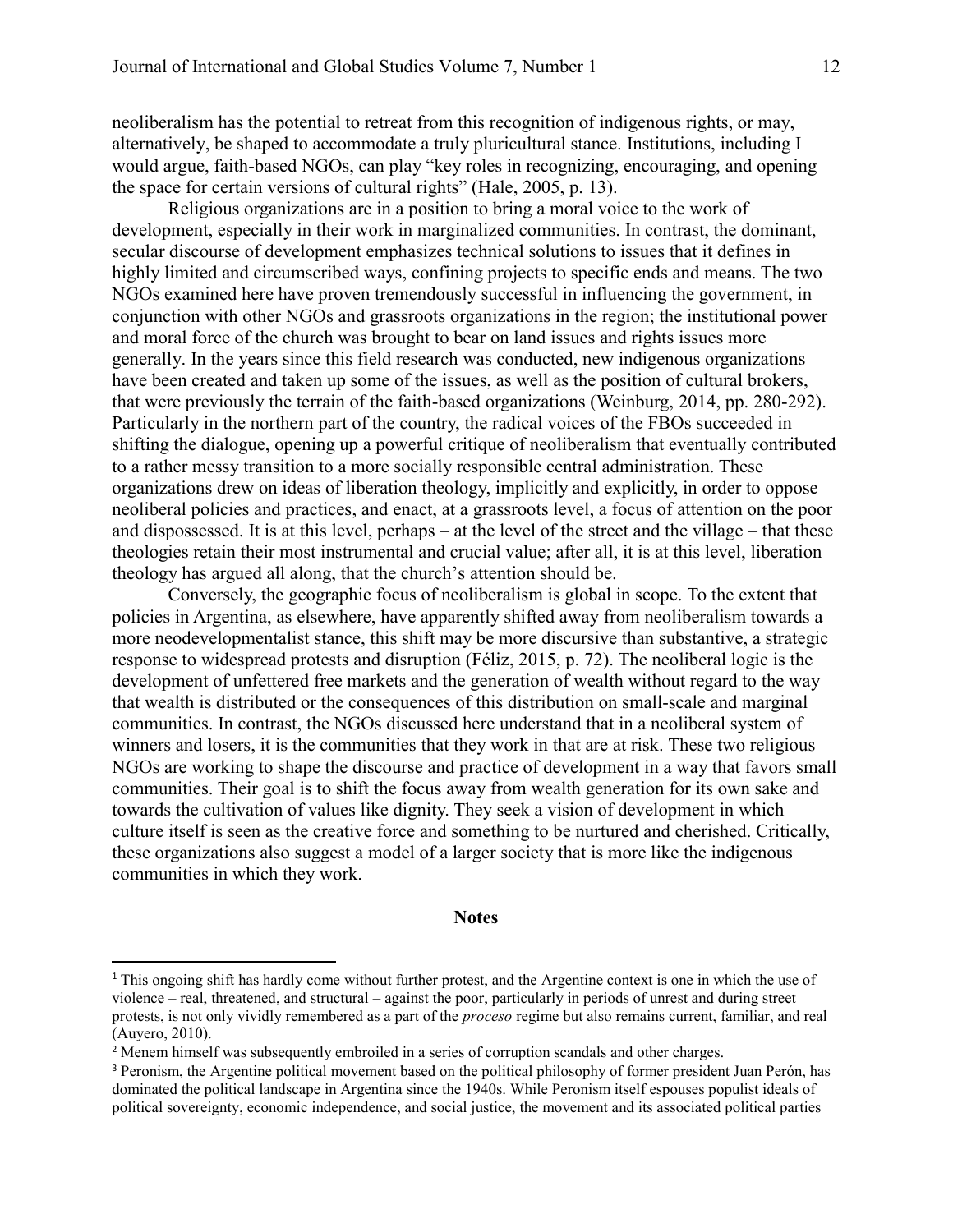neoliberalism has the potential to retreat from this recognition of indigenous rights, or may, alternatively, be shaped to accommodate a truly pluricultural stance. Institutions, including I would argue, faith-based NGOs, can play "key roles in recognizing, encouraging, and opening the space for certain versions of cultural rights" (Hale, 2005, p. 13).

Religious organizations are in a position to bring a moral voice to the work of development, especially in their work in marginalized communities. In contrast, the dominant, secular discourse of development emphasizes technical solutions to issues that it defines in highly limited and circumscribed ways, confining projects to specific ends and means. The two NGOs examined here have proven tremendously successful in influencing the government, in conjunction with other NGOs and grassroots organizations in the region; the institutional power and moral force of the church was brought to bear on land issues and rights issues more generally. In the years since this field research was conducted, new indigenous organizations have been created and taken up some of the issues, as well as the position of cultural brokers, that were previously the terrain of the faith-based organizations (Weinburg, 2014, pp. 280-292). Particularly in the northern part of the country, the radical voices of the FBOs succeeded in shifting the dialogue, opening up a powerful critique of neoliberalism that eventually contributed to a rather messy transition to a more socially responsible central administration. These organizations drew on ideas of liberation theology, implicitly and explicitly, in order to oppose neoliberal policies and practices, and enact, at a grassroots level, a focus of attention on the poor and dispossessed. It is at this level, perhaps – at the level of the street and the village – that these theologies retain their most instrumental and crucial value; after all, it is at this level, liberation theology has argued all along, that the church's attention should be.

Conversely, the geographic focus of neoliberalism is global in scope. To the extent that policies in Argentina, as elsewhere, have apparently shifted away from neoliberalism towards a more neodevelopmentalist stance, this shift may be more discursive than substantive, a strategic response to widespread protests and disruption (Féliz, 2015, p. 72). The neoliberal logic is the development of unfettered free markets and the generation of wealth without regard to the way that wealth is distributed or the consequences of this distribution on small-scale and marginal communities. In contrast, the NGOs discussed here understand that in a neoliberal system of winners and losers, it is the communities that they work in that are at risk. These two religious NGOs are working to shape the discourse and practice of development in a way that favors small communities. Their goal is to shift the focus away from wealth generation for its own sake and towards the cultivation of values like dignity. They seek a vision of development in which culture itself is seen as the creative force and something to be nurtured and cherished. Critically, these organizations also suggest a model of a larger society that is more like the indigenous communities in which they work.

## Notes

[1] This ongoing shift has hardly come without further protest, and the Argentine context is one in which the use of violence – real, threatened, and structural – against the poor, particularly in periods of unrest and during street protests, is not only vividly remembered as a part of the *proceso* regime but also remains current, familiar, and real (Auyero, 2010).

[2] Menem himself was subsequently embroiled in a series of corruption scandals and other charges.

[3] Peronism, the Argentine political movement based on the political philosophy of former president Juan Perón, has dominated the political landscape in Argentina since the 1940s. While Peronism itself espouses populist ideals of political sovereignty, economic independence, and social justice, the movement and its associated political parties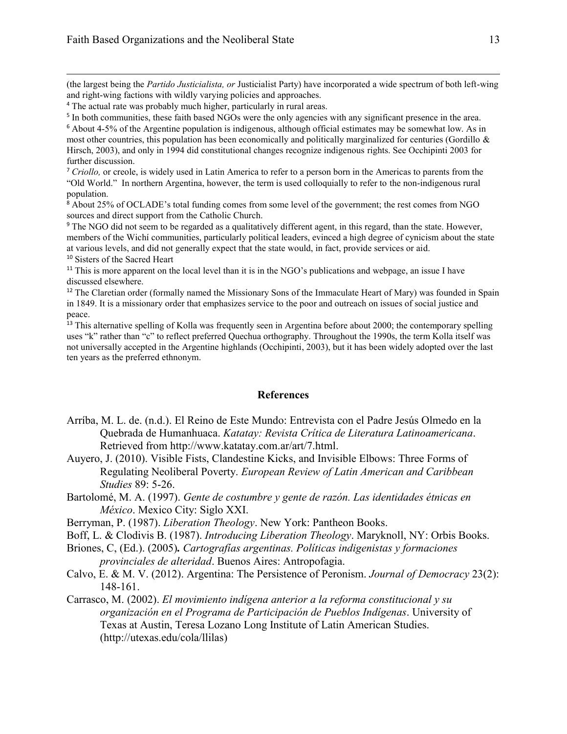(the largest being the *Partido Justicialista, or* Justicialist Party) have incorporated a wide spectrum of both left-wing and right-wing factions with wildly varying policies and approaches.

[4] The actual rate was probably much higher, particularly in rural areas.

[5] In both communities, these faith based NGOs were the only agencies with any significant presence in the area.

[6] About 4-5% of the Argentine population is indigenous, although official estimates may be somewhat low. As in most other countries, this population has been economically and politically marginalized for centuries (Gordillo & Hirsch, 2003), and only in 1994 did constitutional changes recognize indigenous rights. See Occhipinti 2003 for further discussion.

[7] *Criollo,* or creole, is widely used in Latin America to refer to a person born in the Americas to parents from the "Old World." In northern Argentina, however, the term is used colloquially to refer to the non-indigenous rural population.

[8] About 25% of OCLADE's total funding comes from some level of the government; the rest comes from NGO sources and direct support from the Catholic Church.

[9] The NGO did not seem to be regarded as a qualitatively different agent, in this regard, than the state. However, members of the Wichí communities, particularly political leaders, evinced a high degree of cynicism about the state at various levels, and did not generally expect that the state would, in fact, provide services or aid.

[10] Sisters of the Sacred Heart

[11] This is more apparent on the local level than it is in the NGO's publications and webpage, an issue I have discussed elsewhere.

[12] The Claretian order (formally named the Missionary Sons of the Immaculate Heart of Mary) was founded in Spain in 1849. It is a missionary order that emphasizes service to the poor and outreach on issues of social justice and peace.

[13] This alternative spelling of Kolla was frequently seen in Argentina before about 2000; the contemporary spelling uses "k" rather than "c" to reflect preferred Quechua orthography. Throughout the 1990s, the term Kolla itself was not universally accepted in the Argentine highlands (Occhipinti, 2003), but it has been widely adopted over the last ten years as the preferred ethnonym.

## References

Arríba, M. L. de. (n.d.). El Reino de Este Mundo: Entrevista con el Padre Jesús Olmedo en la Quebrada de Humanhuaca. *Katatay: Revista Crítica de Literatura Latinoamericana*. Retrieved from http://www.katatay.com.ar/art/7.html.

Auyero, J. (2010). Visible Fists, Clandestine Kicks, and Invisible Elbows: Three Forms of Regulating Neoliberal Poverty. *European Review of Latin American and Caribbean Studies* 89: 5-26.

Bartolomé, M. A. (1997). *Gente de costumbre y gente de razón. Las identidades étnicas en México*. Mexico City: Siglo XXI.

Berryman, P. (1987). *Liberation Theology*. New York: Pantheon Books.

Boff, L. & Clodivis B. (1987). *Introducing Liberation Theology*. Maryknoll, NY: Orbis Books.

Briones, C, (Ed.). (2005)**.** *Cartografías argentinas. Políticas indigenistas y formaciones provinciales de alteridad*. Buenos Aires: Antropofagia.

Calvo, E. & M. V. (2012). Argentina: The Persistence of Peronism. *Journal of Democracy* 23(2): 148-161.

Carrasco, M. (2002). *El movimiento indígena anterior a la reforma constitucional y su organización en el Programa de Participación de Pueblos Indígenas*. University of Texas at Austin, Teresa Lozano Long Institute of Latin American Studies. (http://utexas.edu/cola/llilas)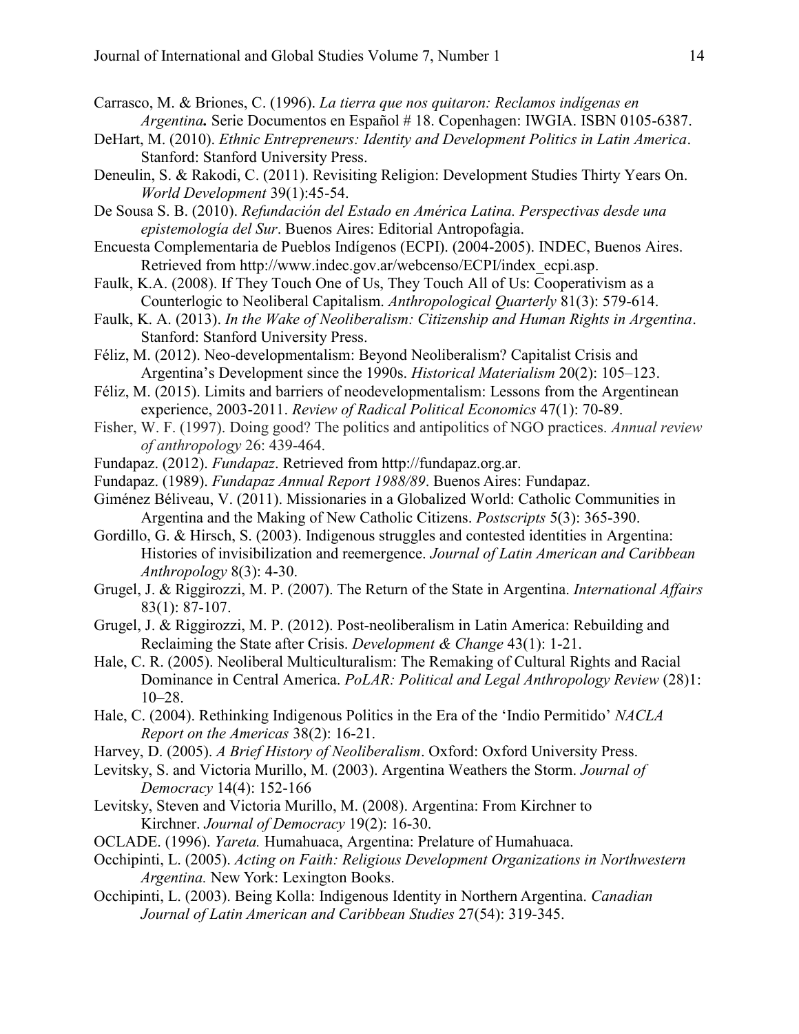Carrasco, M. & Briones, C. (1996). *La tierra que nos quitaron: Reclamos indígenas en Argentina***.** Serie Documentos en Español # 18. Copenhagen: IWGIA. ISBN 0105-6387.

DeHart, M. (2010). *Ethnic Entrepreneurs: Identity and Development Politics in Latin America*. Stanford: Stanford University Press.

Deneulin, S. & Rakodi, C. (2011). Revisiting Religion: Development Studies Thirty Years On. *World Development* 39(1):45-54.

De Sousa S. B. (2010). *Refundación del Estado en América Latina. Perspectivas desde una epistemología del Sur*. Buenos Aires: Editorial Antropofagia.

Encuesta Complementaria de Pueblos Indígenos (ECPI). (2004-2005). INDEC, Buenos Aires. Retrieved from http://www.indec.gov.ar/webcenso/ECPI/index_ecpi.asp.

Faulk, K.A. (2008). If They Touch One of Us, They Touch All of Us: Cooperativism as a Counterlogic to Neoliberal Capitalism. *Anthropological Quarterly* 81(3): 579-614.

Faulk, K. A. (2013). *In the Wake of Neoliberalism: Citizenship and Human Rights in Argentina*. Stanford: Stanford University Press.

Féliz, M. (2012). Neo-developmentalism: Beyond Neoliberalism? Capitalist Crisis and Argentina's Development since the 1990s. *Historical Materialism* 20(2): 105–123.

Féliz, M. (2015). Limits and barriers of neodevelopmentalism: Lessons from the Argentinean experience, 2003-2011. *Review of Radical Political Economics* 47(1): 70-89.

Fisher, W. F. (1997). Doing good? The politics and antipolitics of NGO practices. *Annual review of anthropology* 26: 439-464.

Fundapaz. (2012). *Fundapaz*. Retrieved from http://fundapaz.org.ar.

Fundapaz. (1989). *Fundapaz Annual Report 1988/89*. Buenos Aires: Fundapaz.

Giménez Béliveau, V. (2011). Missionaries in a Globalized World: Catholic Communities in Argentina and the Making of New Catholic Citizens. *Postscripts* 5(3): 365-390.

Gordillo, G. & Hirsch, S. (2003). Indigenous struggles and contested identities in Argentina: Histories of invisibilization and reemergence. *Journal of Latin American and Caribbean Anthropology* 8(3): 4-30.

Grugel, J. & Riggirozzi, M. P. (2007). The Return of the State in Argentina. *International Affairs* 83(1): 87-107.

Grugel, J. & Riggirozzi, M. P. (2012). Post-neoliberalism in Latin America: Rebuilding and Reclaiming the State after Crisis. *Development & Change* 43(1): 1-21.

Hale, C. R. (2005). Neoliberal Multiculturalism: The Remaking of Cultural Rights and Racial Dominance in Central America. *PoLAR: Political and Legal Anthropology Review* (28)1: 10–28.

Hale, C. (2004). Rethinking Indigenous Politics in the Era of the 'Indio Permitido' *NACLA Report on the Americas* 38(2): 16-21.

Harvey, D. (2005). *A Brief History of Neoliberalism*. Oxford: Oxford University Press.

Levitsky, S. and Victoria Murillo, M. (2003). Argentina Weathers the Storm. *Journal of Democracy* 14(4): 152-166

Levitsky, Steven and Victoria Murillo, M. (2008). Argentina: From Kirchner to Kirchner. *Journal of Democracy* 19(2): 16-30.

OCLADE. (1996). *Yareta.* Humahuaca, Argentina: Prelature of Humahuaca.

Occhipinti, L. (2005). *Acting on Faith: Religious Development Organizations in Northwestern Argentina.* New York: Lexington Books.

Occhipinti, L. (2003). Being Kolla: Indigenous Identity in Northern Argentina. *Canadian Journal of Latin American and Caribbean Studies* 27(54): 319-345.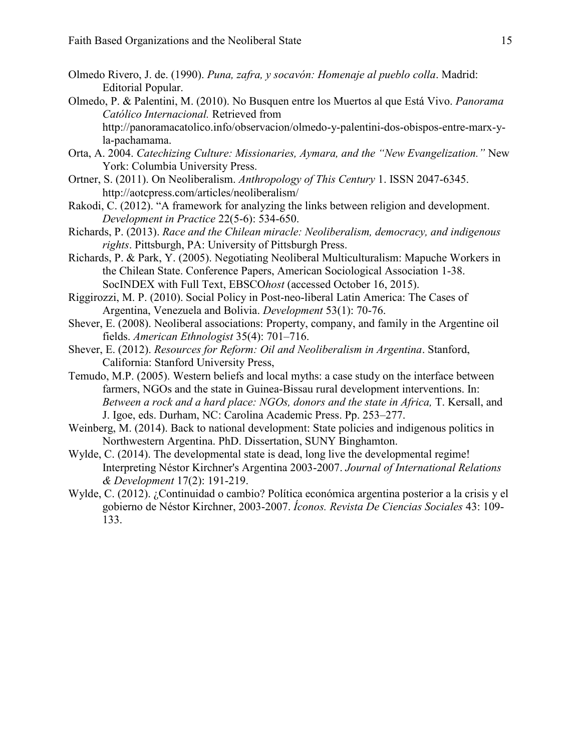Olmedo Rivero, J. de. (1990). *Puna, zafra, y socavón: Homenaje al pueblo colla*. Madrid: Editorial Popular.

Olmedo, P. & Palentini, M. (2010). No Busquen entre los Muertos al que Está Vivo. *Panorama Católico Internacional.* Retrieved from http://panoramacatolico.info/observacion/olmedo-y-palentini-dos-obispos-entre-marx-y-la-pachamama.

Orta, A. 2004. *Catechizing Culture: Missionaries, Aymara, and the "New Evangelization."* New York: Columbia University Press.

Ortner, S. (2011). On Neoliberalism. *Anthropology of This Century* 1. ISSN 2047-6345. http://aotcpress.com/articles/neoliberalism/

Rakodi, C. (2012). "A framework for analyzing the links between religion and development. *Development in Practice* 22(5-6): 534-650.

Richards, P. (2013). *Race and the Chilean miracle: Neoliberalism, democracy, and indigenous rights*. Pittsburgh, PA: University of Pittsburgh Press.

Richards, P. & Park, Y. (2005). Negotiating Neoliberal Multiculturalism: Mapuche Workers in the Chilean State. Conference Papers, American Sociological Association 1-38. SocINDEX with Full Text, EBSCO*host* (accessed October 16, 2015).

Riggirozzi, M. P. (2010). Social Policy in Post-neo-liberal Latin America: The Cases of Argentina, Venezuela and Bolivia. *Development* 53(1): 70-76.

Shever, E. (2008). Neoliberal associations: Property, company, and family in the Argentine oil fields. *American Ethnologist* 35(4): 701–716.

Shever, E. (2012). *Resources for Reform: Oil and Neoliberalism in Argentina*. Stanford, California: Stanford University Press,

Temudo, M.P. (2005). Western beliefs and local myths: a case study on the interface between farmers, NGOs and the state in Guinea-Bissau rural development interventions. In: *Between a rock and a hard place: NGOs, donors and the state in Africa,* T. Kersall, and J. Igoe, eds. Durham, NC: Carolina Academic Press. Pp. 253–277.

Weinberg, M. (2014). Back to national development: State policies and indigenous politics in Northwestern Argentina. PhD. Dissertation, SUNY Binghamton.

Wylde, C. (2014). The developmental state is dead, long live the developmental regime! Interpreting Néstor Kirchner's Argentina 2003-2007. *Journal of International Relations & Development* 17(2): 191-219.

Wylde, C. (2012). ¿Continuidad o cambio? Política económica argentina posterior a la crisis y el gobierno de Néstor Kirchner, 2003-2007. *Íconos. Revista De Ciencias Sociales* 43: 109-133.